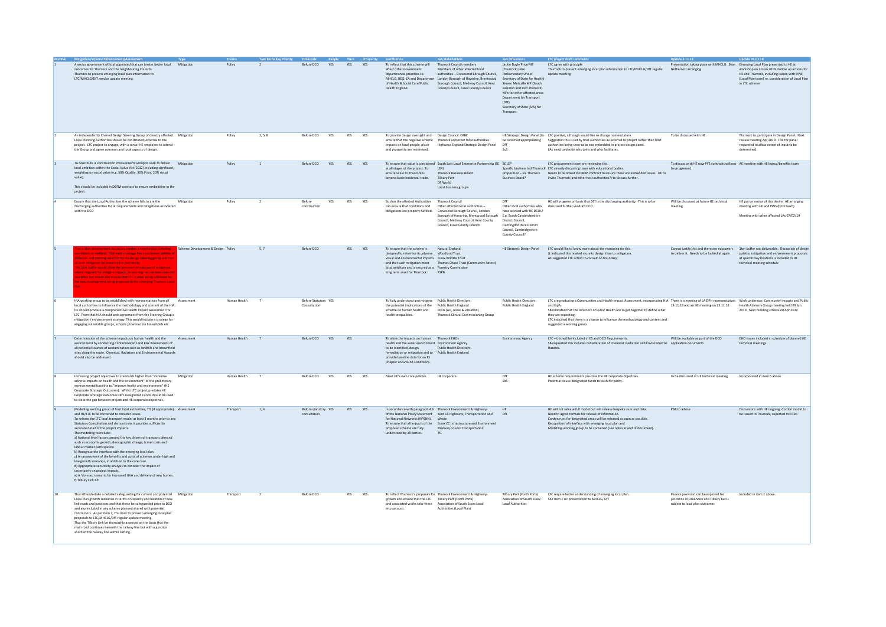| Number | Mitigation/Scheme Enhancement/Assessment | Type | Theme | Task Force Key Priority | Timescale | People | Place | Prosperity | Justification | Key stakeholders | Key influencers | LTC project draft comments | Update 5.11.18 | Update 05.02.19 |
|---|---|---|---|---|---|---|---|---|---|---|---|---|---|---|
| 1 | A senior government official appointed that can broker better local outcomes for Thurrock and the neighbouring Councils. Thurrock to present emerging local plan information to LTC/MHCLG/DfT regular update meeting. | Mitigation | Policy | 2 | Before DCO | YES | YES | YES | To reflect that this scheme will affect other Government departmental priorities i.e. MHCLG, BEIS, EA and Department of Health & Social Care/Public Health England. | Thurrock Council members Members of other affected local authorities – Gravesend Borough Council, London Borough of Havering, Brentwood Borough Council, Medway Council, Kent County Council, Essex County Council | Jackie Doyle Price MP (Thurrock) (also Parliamentary Under-Secretary of State for Health) Stewart Metcalfe MP (South Basildon and East Thurrock) MPs for other affected areas Department for Transport (DfT) Secretary of State (SoS) for Transport | LTC agree with principle Thurrock to present emerging local plan information to LTC/MHCLG/DfT regular update meeting | Presentation taking place with MHCLG. Sean Nethercott arranging | Emerging Local Plan presented to HE at workshop on 30 Jan 2019. Follow up actions for HE and Thurrock, including liaison with PINS (Local Plan team) re. consideration of Local Plan in LTC scheme |
| 2 | An Independently Chaired Design Steering Group of directly affected Local Planning Authorities should be constituted, external to the project. LTC project to engage, with a senior HE employee to attend the Group and agree common and local aspects of design. | Mitigation | Policy | 2, 5, 8 | Before DCO | YES | YES | YES | To provide design oversight and ensure that the negative scheme impacts on local people, place and prosperity are minimised. | Design Council: CABE Thurrock and other local authorities Highways England Strategic Design Panel | HE Strategic Design Panel (to be renamed appropriately) DfT SoS | LTC positive, although would like to change nomenclature Suggestion this is led by host authorities as external to project rather than host authorities being seen to be too embedded in project design panel. LAs need to decide who joins and who facilitates. | To be discussed with HE | Thurrock to participate in Design Panel. Next review meeting Apr 2019. ToR for panel requested to allow extent of input to be determined. |
| 3 | To constitute a Construction Procurement Group to seek to deliver local ambition within the Social Value Act (2012) including significant, weighting on social value (e.g. 50% Quality, 30% Price, 20% social value).<br><br>This should be included in DBFM contract to ensure embedding in the project. | Mitigation | Policy | 1 | Before DCO | YES | YES | YES | To ensure that value is considered at all stages of the project. To ensure value to Thurrock is beyond basic incidental trade. | South East Local Enterprise Partnership (SE LEP) Thurrock Business Board Tilbury Port DP World Local business groups | SE LEP Specific business led Thurrock proposition – via Thurrock Business Board? | LTC procurement team are reviewing this. LTC already discussing issue with educational bodies. Needs to be linked to DBFM contract to ensure these are embedded issues. HE to invite Thurrock (and other host authorities?) to discuss further. | To discuss with HE now PF2 contracts will not be progressed. | AE meeting with HE legacy/benefits team |
| 4 | Ensure that the Local Authorities the scheme falls in are the discharging authorities for all requirements and obligations associated with the DCO | Mitigation | Policy | 2 | Before construction | YES | YES | YES | So that the affected Authorities can ensure that conditions and obligations are properly fulfilled. | Thurrock Council Other affected local authorities – Gravesend Borough Council, London Borough of Havering, Brentwood Borough Council, Medway Council, Kent County Council, Essex County Council | DfT Other local authorities who have worked with HE DCOs? E.g. South Cambridgeshire District Council, Huntingdonshire District Council, Cambridgeshire County Council? | HE will progress on basis that DfT is the discharging authority. This is to be discussed further via draft DCO. | Will be discussed at future HE technical meeting | HE put on notice of this desire. AE arranging meeting with HE and PINS (DCO team)<br><br>Meeting with other affected LAs 07/02/19 |
| 5 | The a 1km development boundary creates a swathe that, including woodlands or wetland, that each scheme has a continuous palette of materials and planting selected by the design steering group and that all such mitigation be preserved in perpetuity. This 1km buffer would allow the provision of substantial mitigation where required for mitigation impacts on existing natural resources and receptors, but would also ensure that LTC is adequately screened for the new development being proposed in the emerging Thurrock Local Plan. | Scheme Development & Design | Policy | 5, 7 | Before DCO | | YES | YES | To ensure that the scheme is designed to minimise its adverse visual and environmental impacts and that such mitigation meet local ambition and is secured as a long term asset for Thurrock. | Natural England Woodland Trust Essex Wildlife Trust Thames Chase Trust (Community Forest) Forestry Commission RSPB | HE Strategic Design Panel | LTC would like to know more about the reasoning for this. JL indicated this related more to design than to mitigation. AE suggested LTC action to consult on boundary. | Cannot justify this and there are no powers to deliver it. Needs to be looked at again | 1km buffer not deliverable. Discussion of design palette, mitigation and enhancement proposals at specific key locations is included in HE technical meeting schedule |
| 6 | HIA working group to be established with representatives from all local authorities to influence the methodology and content of the HIA. HE should produce a comprehensive Health Impact Assessment for LTC. From that HIA should seek agreement from the Steering Group a mitigation / enhancement strategy. This would include a strategy for engaging vulnerable groups, schools / low income households etc. | Assessment | Human Health | 7 | Before Statutory Consultation | YES | | | To fully understand and mitigate the potential implications of the scheme on human health and health inequalities. | Public Health Directors Public Health England EHOs (AQ, noise & vibration) Thurrock Clinical Commissioning Group | Public Health Directors Public Health England | LTC are producing a Communities and Health Impact Assessment, incorporating HIA and EqIA. SB indicated that the Directors of Public Health are to get together to define what they are expecting. LTC indicated that there is a chance to influence the methodology and content and suggested a working group. | There is a meeting of LA DPH representatives 14.11.18 and an HE meeting on 23.11.18 | Work underway: Community Impacts and Public Health Advisory Group meeting held 29 Jan 2019. Next meeting scheduled Apr 2019 |
| 7 | Determination of the scheme impacts on human health and the environment by conducting Contaminated Land Risk Assessments of all potential sources of contamination such as landfills and brownfield sites along the route. Chemical, Radiation and Environmental Hazards should also be addressed. | Assessment | Human Health | 7 | Before DCO | YES | YES | | To allow the impacts on human health and the wider environment to be identified, design remediation or mitigation and to provide baseline data for an ES Chapter on Ground Conditions. | Thurrock EHOs Environment Agency Public Health Directors Public Health England | Environment Agency | LTC – this will be included in ES and DCO Requirements. SB requested this includes consideration of Chemical, Radiation and Environmental Hazards. | Will be available as part of the DCO application documents | EHO issues included in schedule of planned HE technical meetings |
| 8 | Increasing project objectives to standards higher than "minimise adverse impacts on health and the environment" of the preliminary environmental baseline to "improve health and environment" (HE Corporate Strategic Outcomes). Whilst LTC project predates HE Corporate Strategic outcomes HE's Designated Funds should be used to close the gap between project and HE corporate objectives. | Mitigation | Human Health | 7 | Before DCO | YES | YES | YES | Meet HE's own core policies. | HE corporate | DfT SoS | HE scheme requirements pre-date the HE corporate objectives. Potential to use designated funds to push for parity. | to be discussed at HE technical meeting | Incorporated in item 6 above |
| 9 | Modelling working group of host local authorities, TfL (if appropriate) and HE/LTC to be convened to consider issues. To release the LTC local transport model at least 3 months prior to any Statutory Consultation and demonstrate it provides sufficiently accurate detail of the project impacts. The modelling to include:-<br>a) National level factors around the key drivers of transport demand such as economic growth, demographic change, travel costs and labour market participation<br>b) Recognise the interface with the emerging local plan<br>c) An assessment of the benefits and costs of schemes under high and low growth scenarios, in addition to the core case.<br>d) Appropriate sensitivity analysis to consider the impact of uncertainty on project impacts.<br>e) A 'do-max' scenario for increased GVA and delivery of new homes.<br>f) Tilbury Link Rd | Assessment | Transport | 1, 4 | Before statutory consultation | YES | YES | YES | In accordance with paragraph 4.6 of the National Policy Statement for National Networks (NPSNN). To ensure that all impacts of the proposed scheme are fully understood by all parties. | Thurrock Environment & Highways Kent CC Highways, Transportation and Waste Essex CC Infrastructure and Environment Medway Council Transportation TfL | HE DfT | HE will not release full model but will release bespoke runs and data. Need to agree formats for release of information. Cordon runs for designated areas will be released as soon as possible. Recognition of interface with emerging local plan and Modelling working group to be convened (see notes at end of document). | PBA to advise | Discussions with HE ongoing. Cordon model to be issued to Thurrock, expected mid Feb |
| 10 | That HE undertake a detailed safeguarding for current and potential Local Plan growth scenarios in terms of capacity and location of new link roads and junctions and that these be safeguarded prior to DCO and any included in any scheme planned shared with potential contractors. As per item 1, Thurrock to present emerging local plan proposals to LTC/MHCLG/DfT regular update meeting. That the Tilbury Link be thoroughly assessed on the basis that the main road continues beneath the railway line but with a junction south of the railway line within cutting. | Mitigation | Transport | 2 | Before DCO | | YES | YES | To reflect Thurrock's proposals for growth and ensure that the LTC and associated works take these into account. | Thurrock Environment & Highways Tilbury Port (Forth Ports) Association of South Essex Authorities (Local Plan) | Tilbury Port (Forth Ports) Association of South Essex Local Authorities | LTC require better understanding of emerging local plan. See item 1 re: presentation to MHCLG, DfT | Passive provision can be explored for junctions at Ockendon and Tilbury but is subject to local plan outcomes | Included in item 1 above. |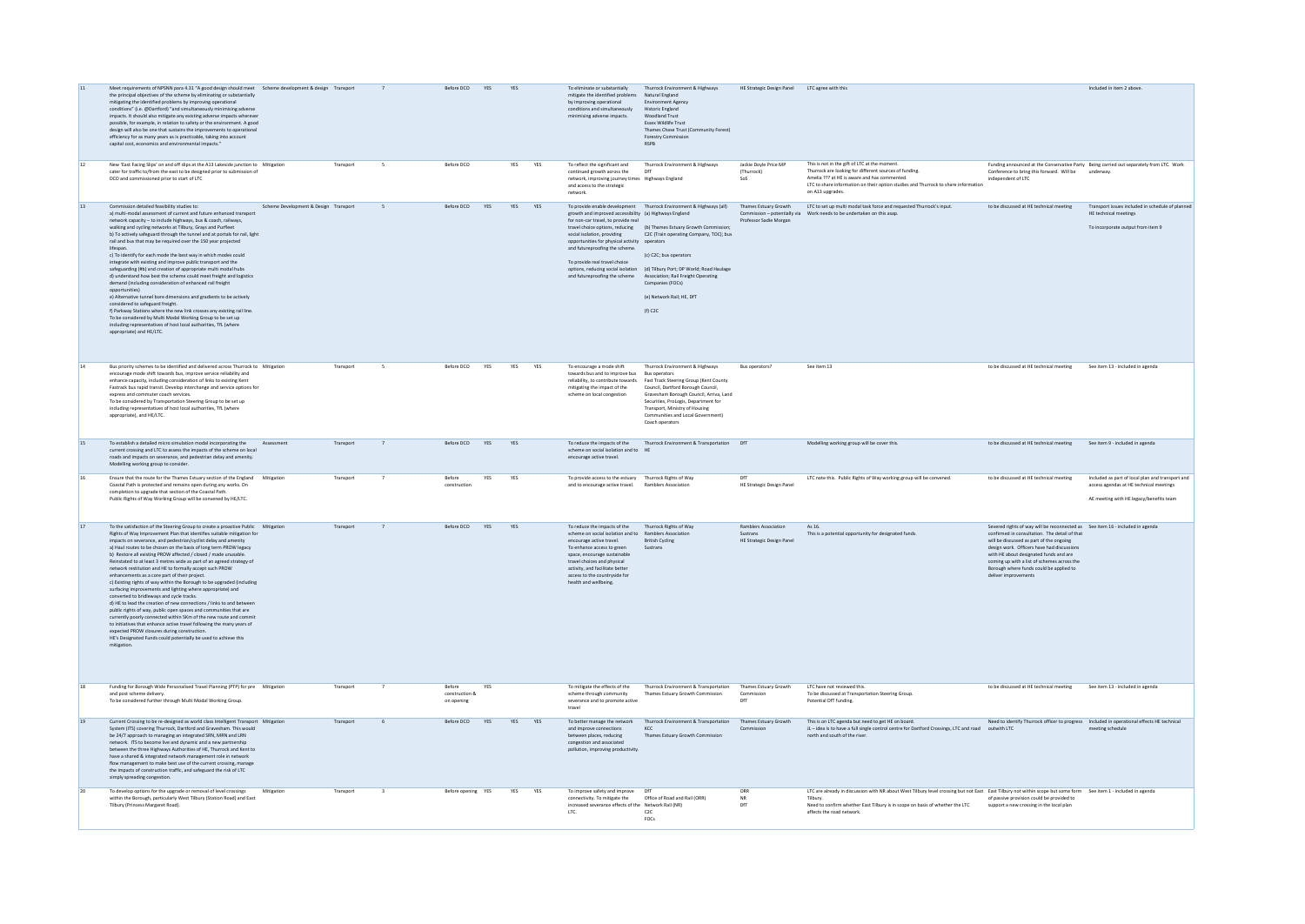| | | | | | | | | | | | | | | |
|---|---|---|---|---|---|---|---|---|---|---|---|---|---|---|
| 11 | Meet requirements of NPSNN para 4.31 "A good design should meet the principal objectives of the scheme by eliminating or substantially mitigating the identified problems by improving operational conditions" (i.e. @Dartford) "and simultaneously minimising adverse impacts. It should also mitigate any existing adverse impacts wherever possible, for example, in relation to safety or the environment. A good design will also be one that sustains the improvements to operational efficiency for as many years as is practicable, taking into account capital cost, economics and environmental impacts." | Scheme development & design | Transport | 7 | Before DCO | YES | YES | | To eliminate or substantially mitigate the identified problems by improving operational conditions and simultaneously minimising adverse impacts. | Thurrock Environment & Highways<br>Natural England<br>Environment Agency<br>Historic England<br>Woodland Trust<br>Essex Wildlife Trust<br>Thames Chase Trust (Community Forest)<br>Forestry Commission<br>RSPB | HE Strategic Design Panel | LTC agree with this | | Included in item 2 above. |
| 12 | New 'East Facing Slips' on and off slips at the A13 Lakeside junction to cater for traffic to/from the east to be designed prior to submission of DCO and commissioned prior to start of LTC | Mitigation | Transport | 5 | Before DCO | | YES | YES | To reflect the significant and continued growth across the network, improving journey times and access to the strategic network. | Thurrock Environment & Highways<br>DfT<br>Highways England | Jackie Doyle Price MP (Thurrock)<br>SoS | This is not in the gift of LTC at the moment.<br>Thurrock are looking for different sources of funding.<br>Amelia ??? at HE is aware and has commented.<br>LTC to share information on their option studies and Thurrock to share information on A13 upgrades. | Funding announced at the Conservative Party Conference to bring this forward. Will be independent of LTC | Being carried out separately from LTC. Work underway. |
| 13 | Commission detailed feasibility studies to:<br>a) multi-modal assessment of current and future enhanced transport network capacity – to include highways, bus & coach, railways, walking and cycling networks at Tilbury, Grays and Purfleet<br>b) To actively safeguard through the tunnel and at portals for rail, light rail and bus that may be required over the 150 year projected lifespan.<br>c) To identify for each mode the best way in which modes could integrate with existing and improve public transport and the safeguarding (#b) and creation of appropriate multi modal hubs<br>d) understand how best the scheme could meet freight and logistics demand (including consideration of enhanced rail freight opportunities)<br>e) Alternative tunnel bore dimensions and gradients to be actively considered to safeguard freight.<br>f) Parkway Stations where the new link crosses any existing rail line.<br>To be considered by Multi Modal Working Group to be set up including representatives of host local authorities, TfL (where appropriate) and HE/LTC. | Scheme Development & Design | Transport | 5 | Before DCO | YES | YES | YES | To provide enable development growth and improved accessibility for non-car travel, to provide real travel choice options, reducing social isolation, providing opportunities for physical activity and futureproofing the scheme.<br>To provide real travel choice options, reducing social isolation and futureproofing the scheme. | Thurrock Environment & Highways (all)<br>(a) Highways England<br>(b) Thames Estuary Growth Commission; C2C (Train operating Company, TOC); bus operators<br>(c) C2C; bus operators<br>(d) Tilbury Port; DP World; Road Haulage Association; Rail Freight Operating Companies (FOCs)<br>(e) Network Rail; HE, DfT<br>(f) C2C | Thames Estuary Growth Commission – potentially via Professor Sadie Morgan | LTC to set up multi modal task force and requested Thurrock's input.<br>Work needs to be undertaken on this asap. | to be discussed at HE technical meeting | Transport issues included in schedule of planned HE technical meetings<br>To incorporate output from item 9 |
| 14 | Bus priority schemes to be identified and delivered across Thurrock to encourage mode shift towards bus, improve service reliability and enhance capacity, including consideration of links to existing Kent Fastrack bus rapid transit. Develop interchange and service options for express and commuter coach services.<br>To be considered by Transportation Steering Group to be set up including representatives of host local authorities, TfL (where appropriate), and HE/LTC. | Mitigation | Transport | 5 | Before DCO | YES | YES | YES | To encourage a mode shift towards bus and to improve bus reliability, to contribute towards mitigating the impact of the scheme on local congestion | Thurrock Environment & Highways<br>Bus operators<br>Fast Track Steering Group (Kent County Council, Dartford Borough Council, Gravesham Borough Council, Arriva, Land Securities, ProLogis, Department for Transport, Ministry of Housing Communities and Local Government)<br>Coach operators | Bus operators? | See item 13 | to be discussed at HE technical meeting | See item 13 - included in agenda |
| 15 | To establish a detailed micro simulation model incorporating the current crossing and LTC to assess the impacts of the scheme on local roads and impacts on severance, and pedestrian delay and amenity. Modelling working group to consider. | Assessment | Transport | 7 | Before DCO | YES | YES | | To reduce the impacts of the scheme on social isolation and to encourage active travel. | Thurrock Environment & Transportation<br>HE | DfT | Modelling working group will be cover this. | to be discussed at HE technical meeting | See item 9 - included in agenda |
| 16 | Ensure that the route for the Thames Estuary section of the England Coastal Path is protected and remains open during any works. On completion to upgrade that section of the Coastal Path.<br>Public Rights of Way Working Group will be convened by HE/LTC. | Mitigation | Transport | 7 | Before construction | YES | YES | | To provide access to the estuary and to encourage active travel. | Thurrock Rights of Way<br>Ramblers Association | DfT<br>HE Strategic Design Panel | LTC note this. Public Rights of Way working group will be convened. | to be discussed at HE technical meeting | Included as part of local plan and transport and access agendas at HE technical meetings<br>AE meeting with HE legacy/benefits team |
| 17 | To the satisfaction of the Steering Group to create a proactive Public Rights of Way Improvement Plan that identifies suitable mitigation for impacts on severance, and pedestrian/cyclist delay and amenity<br>a) Haul routes to be chosen on the basis of long term PROW legacy<br>b) Restore all existing PROW affected / closed / made unusable. Reinstated to at least 3 metres wide as part of an agreed strategy of network restitution and HE to formally accept such PROW enhancements as a core part of their project.<br>c) Existing rights of way within the Borough to be upgraded (including surfacing improvements and lighting where appropriate) and converted to bridleways and cycle tracks.<br>d) HE to lead the creation of new connections / links to and between public rights of way, public open spaces and communities that are currently poorly connected within 5Km of the new route and commit to initiatives that enhance active travel following the many years of expected PROW closures during construction.<br>HE's Designated Funds could potentially be used to achieve this mitigation. | Mitigation | Transport | 7 | Before DCO | YES | YES | | To reduce the impacts of the scheme on social isolation and to encourage active travel.<br>To enhance access to green space, encourage sustainable travel choices and physical activity, and facilitate better access to the countryside for health and wellbeing. | Thurrock Rights of Way<br>Ramblers Association<br>British Cycling<br>Sustrans | Ramblers Association<br>Sustrans<br>HE Strategic Design Panel | As 16.<br>This is a potential opportunity for designated funds. | Severed rights of way will be reconnected as confirmed in consultation. The detail of that will be discussed as part of the ongoing design work. Officers have had discussions with HE about designated funds and are coming up with a list of schemes across the Borough where funds could be applied to deliver improvements | See item 16 - included in agenda |
| 18 | Funding for Borough Wide Personalised Travel Planning (PTP) for pre and post scheme delivery.<br>To be considered further through Multi Modal Working Group. | Mitigation | Transport | 7 | Before construction & on opening | YES | | | To mitigate the effects of the scheme through community severance and to promote active travel | Thurrock Environment & Transportation<br>Thames Estuary Growth Commission | Thames Estuary Growth Commission<br>DfT | LTC have not reviewed this.<br>To be discussed at Transportation Steering Group.<br>Potential DfT funding. | to be discussed at HE technical meeting | See item 13 - included in agenda |
| 19 | Current Crossing to be re-designed as world class Intelligent Transport System (ITS) covering Thurrock, Dartford and Gravesham. This would be 24/7 approach to managing an integrated SRN, MRN and LRN network. ITS to become live and dynamic and a new partnership between the three Highways Authorities of HE, Thurrock and Kent to have a shared & integrated network management role in network flow management to make best use of the current crossing, manage the impacts of construction traffic, and safeguard the risk of LTC simply spreading congestion. | Mitigation | Transport | 6 | Before DCO | YES | YES | YES | To better manage the network and improve connections between places, reducing congestion and associated pollution, improving productivity. | Thurrock Environment & Transportation<br>KCC<br>Thames Estuary Growth Commission | Thames Estuary Growth Commission | This is on LTC agenda but need to get HE on board.<br>JL – idea is to have a full single control centre for Dartford Crossings, LTC and road north and south of the river. | Need to identify Thurrock officer to progress outwith LTC | Included in operational effects HE technical meeting schedule |
| 20 | To develop options for the upgrade or removal of level crossings within the Borough, particularly West Tilbury (Station Road) and East Tilbury (Princess Margaret Road). | Mitigation | Transport | 3 | Before opening | YES | YES | YES | To improve safety and improve connectivity. To mitigate the increased severance effects of the LTC. | DfT<br>Office of Road and Rail (ORR)<br>Network Rail (NR)<br>C2C<br>FOCs | ORR<br>NR<br>DfT | LTC are already in discussion with NR about West Tilbury level crossing but not East Tilbury.<br>Need to confirm whether East Tilbury is in scope on basis of whether the LTC effects the road network. | East Tilbury not within scope but some form of passive provision could be provided to support a new crossing in the local plan | See item 1 - included in agenda |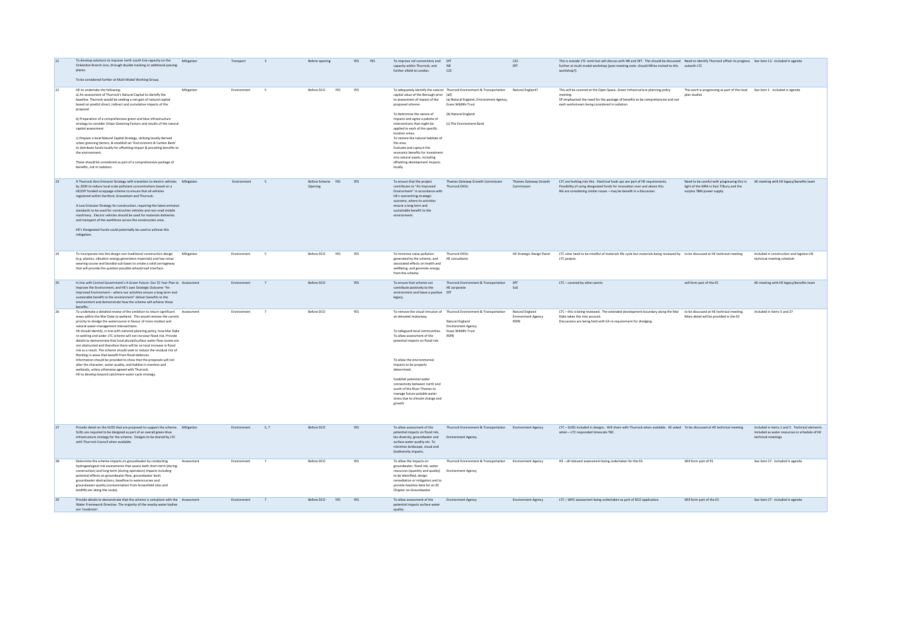| 21 | To develop solutions to improve north south line capacity on the Ockendon Branch Line, through double tracking or additional passing places.<br><br>To be considered further at Multi Modal Working Group. | Mitigation | Transport | 3 | Before opening | YES | YES | To improve rail connections and capacity within Thurrock, and further afield to London. | DfT<br>NR<br>C2C | C2C<br>DfT | This is outside LTC remit but will discuss with NR and DfT. This should be discussed further at multi modal workshop [post meeting note: should NR be invited to this workshop?]. | Need to identify Thurrock officer to progress outwith LTC | See item 13 - included in agenda |
|---|---|---|---|---|---|---|---|---|---|---|---|---|---|
| 22 | HE to undertake the following:<br>a) An assessment of Thurrock's Natural Capital to identify the baseline. Thurrock would be seeking a net gain of natural capital based on predict direct, indirect and cumulative impacts of the proposal.<br><br>b) Preparation of a comprehensive green and blue infrastructure strategy to consider Urban Greening Factors and results of the natural capital assessment.<br><br>c) Prepare a local Natural Capital Strategy, utilising locally derived urban greening factors, & establish an 'Environment & Carbon Bank' to distribute funds locally for offsetting impact & providing benefits to the environment.<br><br>These should be considered as part of a comprehensive package of benefits, not in isolation. | Mitigation | Environment | 5 | Before DCO | YES | YES | To adequately identify the natural capital value of the Borough prior to assessment of impact of the proposed scheme.<br><br>To determine the nature of impacts and agree a palette of interventions that might be applied to each of the specific location areas.<br>To restore the natural habitats of the area.<br>Evaluate and capture the economic benefits for investment into natural assets, including offsetting development impacts locally. | Thurrock Environment & Transportation (all)<br>(a) Natural England, Environment Agency, Essex Wildlife Trust<br><br>(b) Natural England<br><br>(c) The Environment Bank | Natural England? | This will be covered at the Open Space, Green Infrastructure planning policy meeting.<br>SP emphasised the need for the package of benefits to be comprehensive and not each workstream being considered in isolation. | This work is progressing as part of the local plan studies | See item 1 - included in agenda |
| 23 | A Thurrock Zero Emission Strategy with transition to electric vehicles by 2030 to reduce local scale pollutant concentrations based on a HE/DfT funded scrappage scheme to ensure that all vehicles registered within Dartford, Gravesham and Thurrock.<br><br>A Low Emission Strategy for construction, requiring the latest emission standards to be used for construction vehicles and non-road mobile machinery. Electric vehicles should be used for materials deliveries and transport of the workforce across the construction area.<br><br>HE's Designated Funds could potentially be used to achieve this mitigation. | Mitigation | Environment | 5 | Before Scheme Opening | YES | YES | To ensure that the project contributes to "An Improved Environment" in accordance with HE's overarching strategic outcome, where its activities ensure a long term and sustainable benefit to the environment. | Thames Gateway Growth Commission<br>Thurrock EHOs | Thames Gateway Growth Commission | LTC are looking into this. Electrical hook ups are part of HE requirements. Possibility of using designated funds for innovation over and above this.<br>NG are considering similar issues – may be benefit in a discussion. | Need to be careful with progressing this in light of the NRA in East Tilbury and the surplus TBM power supply | AE meeting with HE legacy/benefits team |
| 24 | To incorporate into the design non-traditional construction design (e.g. plastics, vibration energy generation materials) and low-noise wearing course and bonded sub bases to create a solid carriageway that will provide the quietest possible wheel/road interface. | Mitigation | Environment | 5 | Before DCO | YES | YES | To minimise noise pollution generated by the scheme, and associated effects on health and wellbeing, and generate energy from the scheme. | Thurrock EHOs<br>HE consultants | HE Strategic Design Panel | LTC view need to be mindful of materials life cycle but materials being reviewed by LTC project. | to be discussed at HE technical meeting | Included in construction and logistics HE technical meeting schedule |
| 25 | In line with Central Government's A Green Future: Our 25 Year Plan to Improve the Environment, and HE's own Strategic Outcome "An Improved Environment – where our activities ensure a long term and sustainable benefit to the environment" deliver benefits to the environment and demonstrate how the scheme will achieve those benefits. | Assessment | Environment | 7 | Before DCO | | YES | To ensure that scheme can contribute positively to the environment and leave a positive legacy. | Thurrock Environment & Transportation<br>HE corporate<br>DfT | DfT<br>SoS | LTC – covered by other points | will form part of the ES | AE meeting with HE legacy/benefits team |
| 26 | To undertake a detailed review of the ambition to return significant areas within the Mar Dyke to wetland. This would remove the current priority to dredge the watercourse in favour of more modest and natural water management interventions.<br>HE should identify, in line with national planning policy, how Mar Dyke re-wetting and wider LTC scheme will not increase flood risk. Provide details to demonstrate that local pluvial/surface water flow routes are not obstructed and therefore there will be no local increase in flood risk as a result. The scheme should seek to reduce the residual risk of flooding in areas that benefit from flood defences.<br>Information should be provided to show that the proposals will not alter the character, water quality, and habitat in marshes and wetlands, unless otherwise agreed with Thurrock.<br>HE to develop beyond catchment water cycle strategy. | Assessment | Environment | 7 | Before DCO | | YES | To remove the visual intrusion of an elevated motorway.<br><br>To safeguard local communities.<br>To allow assessment of the potential impacts on flood risk.<br><br>To allow the environmental impacts to be properly determined.<br><br>Establish potential water connectivity between north and south of the River Thames to manage future potable water stress due to climate change and growth. | Thurrock Environment & Transportation<br><br>Natural England<br>Environment Agency<br>Essex Wildlife Trust<br>RSPB | Natural England<br>Environment Agency<br>RSPB | LTC – this is being reviewed. The extended development boundary along the Mar Dyke takes this into account.<br>Discussions are being held with EA re requirement for dredging. | to be discussed at HE technical meeting. More detail will be provided in the ES | Included in items 5 and 27 |
| 27 | Provide detail on the SUDS that are proposed to support the scheme. SUDs are required to be designed as part of an overall green-blue infrastructure strategy for the scheme. Designs to be shared by LTC with Thurrock Council when available. | Mitigation | Environment | 5, 7 | Before DCO | | YES | To allow assessment of the potential impacts on flood risk, bio diversity, groundwater and surface water quality etc. To minimise landscape, visual and biodiversity impacts. | Thurrock Environment & Transportation<br><br>Environment Agency | Environment Agency | LTC – SUDS included in designs. Will share with Thurrock when available. AE asked when – LTC responded timescale TBC. | To be discussed at HE technical meeting | Included in items 1 and 5. Technical elements included as water resources in schedule of HE technical meetings |
| 28 | Determine the scheme impacts on groundwater by conducting hydrogeological risk assessments that assess both short-term (during construction) and long-term (during operation) impacts including potential effects on groundwater flow, groundwater level, groundwater abstractions, baseflow to watercourses and groundwater quality (contamination from brownfield sites and landfills etc along the route). | Assessment | Environment | 7 | Before DCO | | YES | To allow the impacts on groundwater, flood risk, water resources (quantity and quality) to be identified, design remediation or mitigation and to provide baseline data for an ES Chapter on Groundwater | Thurrock Environment & Transportation<br><br>Environment Agency | Environment Agency | HE – all relevant assessment being undertaken for the ES. | Will form part of ES | See item 27 - included in agenda |
| 29 | Provide details to demonstrate that the scheme is compliant with the Water Framework Directive. The majority of the nearby water bodies are 'moderate'. | Assessment | Environment | 7 | Before DCO | YES | YES | To allow assessment of the potential impacts surface water quality. | Environment Agency | Environment Agency | LTC – WFD assessment being undertaken as part of DCO application. | Will form part of the ES | See item 27 - included in agenda |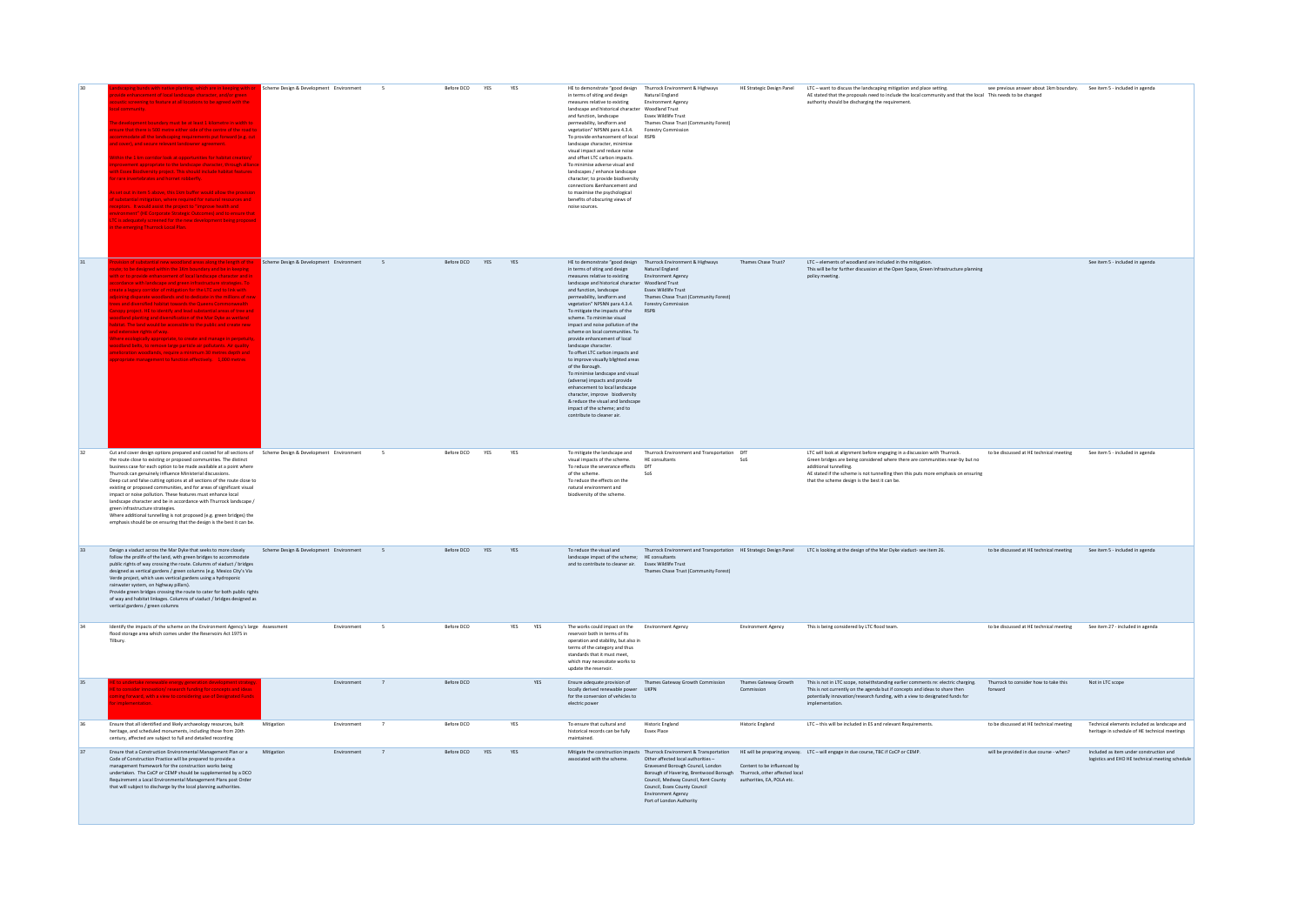| | | | | | | | | | | | | | | |
|---|---|---|---|---|---|---|---|---|---|---|---|---|---|---|
| 30 | Landscaping bunds with native planting, which are in keeping with or provide enhancement of local land scape character, and/or green grouts screening to feature at all locations to be agreed with the local community. The development boundary must be at least 1 kilometre in width to ensure that there is 500 metres either side of the centre of the road to accommodate all the landscaping requirements put forward (e.g. bat and bird), and secure relevant biodiversity agreement. Within the 1 km corridor look at opportunities for habitat creation/ improvement appropriate to the landscape character, through alliance with Essex Biodiversity projects. This should include habitat features for rare invertebrates and the hen harrier. As set out in item 6 above, this 1 km buffer would allow the provision of substantial mitigation, where required for natural resources and receptors. It would assist the project to 'improve health and environment' (HE Corporate Strategic Outcomes) and to ensure that LTC is adequately screened for the new development being proposed in the emerging Thurrock Local Plan. | Scheme Design & Development | Environment | 5 | Before DCO | YES | YES | | HE to demonstrate "good design in terms of siting and design measures relative to existing landscape and historical character and function, landscape permeability, landform and vegetation" NPSNN para 4.3.4. To provide enhancement of local landscape character, minimise visual impact and reduce noise and offset LTC carbon impacts. To minimise adverse visual and landscapes / enhance landscape character; to provide biodiversity connections &enhancement and to maximise the psychological benefits of obscuring views of noise sources. | Thurrock Environment & Highways<br>Natural England<br>Environment Agency<br>Woodland Trust<br>Essex Wildlife Trust<br>Thames Chase Trust (Community Forest)<br>Forestry Commission<br>RSPB | HE Strategic Design Panel | LTC – want to discuss the landscaping mitigation and place setting. AE stated that the proposals need to include the local community and that the local authority should be discharging the requirement. | see previous answer about 1km boundary. This needs to be changed | See item 5 - included in agenda |
| 31 | Provision of substantial new woodland areas along the length of the route, to be designed within the 1 km boundary and be in keeping with or to provide enhancement of local landscape character and in accordance with landscape and green infrastructure strategies. To create a legacy corridor of mitigation for the LTC and to link with adjoining important woodlands and to embrace in the millions of new trees and diversified habitat towards the Queen's Commonwealth Canopy project. HE to identify and seek substantial areas of tree and woodland planting and a rehabilitation of the Mar Dyke as wetland habitat. The land would be accessible to the public and create new and extensive rights of way. Where ecologically appropriate, to create and manage in perpetuity, woodland belts, to remove large particulate pollutants. Air quality amelioration woodlands, require a minimum 30 metres depth and appropriate management to function effectively – 1,000 metres | Scheme Design & Development | Environment | 5 | Before DCO | YES | YES | | HE to demonstrate "good design in terms of siting and design measures relative to existing landscape and historical character and function, landscape permeability, landform and vegetation" NPSNN para 4.3.4. To mitigate the impacts of the scheme. To minimise visual impact and noise pollution of the scheme on local communities. To provide enhancement of local landscape character. To offset LTC carbon impacts and to improve visually blighted areas of the Borough. To minimise landscape and visual (adverse) impacts and provide enhancement to local landscape character, improve biodiversity & reduce the visual and landscape impact of the scheme; and to contribute to cleaner air. | Thurrock Environment & Highways<br>Natural England<br>Environment Agency<br>Woodland Trust<br>Essex Wildlife Trust<br>Thames Chase Trust (Community Forest)<br>Forestry Commission<br>RSPB | Thames Chase Trust? | LTC – elements of woodland are included in the mitigation. This will be for further discussion at the Open Space, Green Infrastructure planning policy meeting. | | See item 5 - included in agenda |
| 32 | Cut and cover design options prepared and costed for all sections of the route close to existing or proposed communities. The distinct business case for each option to be made available at a point where Thurrock can genuinely influence Ministerial discussions. Deep cut and false cutting options at all sections of the route close to existing or proposed communities, and for areas of significant visual impact or noise pollution. These features must enhance local landscape character and be in accordance with Thurrock landscape / green infrastructure strategies. Where additional tunnelling is not proposed (e.g. green bridges) the emphasis should be on ensuring that the design is the best it can be. | Scheme Design & Development | Environment | 5 | Before DCO | YES | YES | | To mitigate the landscape and visual impacts of the scheme. To reduce the severance effects of the scheme. To reduce the effects on the natural environment and biodiversity of the scheme. | Thurrock Environment and Transportation<br>HE consultants<br>DfT<br>SoS | DfT<br>SoS | LTC will look at alignment before engaging in a discussion with Thurrock. Green bridges are being considered where there are communities near-by but no additional tunnelling. AE stated if the scheme is not tunnelling then this puts more emphasis on ensuring that the scheme design is the best it can be. | to be discussed at HE technical meeting | See item 5 - included in agenda |
| 33 | Design a viaduct across the Mar Dyke that seeks to more closely follow the profile of the land, with green bridges to accommodate public rights of way crossing the route. Columns of viaduct / bridges designed as vertical gardens / green columns (e.g. Mexico City's Via Verde project, which uses vertical gardens using a hydroponic rainwater system, on highway pillars). Provide green bridges crossing the route to cater for both public rights of way and habitat linkages. Columns of viaduct / bridges designed as vertical gardens / green columns | Scheme Design & Development | Environment | 5 | Before DCO | YES | YES | | To reduce the visual and landscape impact of the scheme; and to contribute to cleaner air. | Thurrock Environment and Transportation<br>HE consultants<br>Essex Wildlife Trust<br>Thames Chase Trust (Community Forest) | HE Strategic Design Panel | LTC is looking at the design of the Mar Dyke viaduct- see item 26. | to be discussed at HE technical meeting | See item 5 - included in agenda |
| 34 | Identify the impacts of the scheme on the Environment Agency's large flood storage area which comes under the Reservoirs Act 1975 in Tilbury. | Assessment | Environment | 5 | Before DCO | | YES | YES | The works could impact on the reservoir both in terms of its operation and stability, but also in terms of the category and thus standards that it must meet, which may necessitate works to update the reservoir. | Environment Agency | Environment Agency | This is being considered by LTC flood team. | to be discussed at HE technical meeting | See item 27 - included in agenda |
| 35 | HE to consider renewable energy generation development strategy. HE to consider innovation/ research funding for concepts and ideas moving forward, with a view to considering use of Designated Funds for implementation. | | Environment | 7 | Before DCO | | | YES | Ensure adequate provision of locally derived renewable power for the conversion of vehicles to electric power | Thames Gateway Growth Commission<br>UKPN | Thames Gateway Growth Commission | This is not in LTC scope, notwithstanding earlier comments re: electric charging. This is not currently on the agenda but if concepts and ideas to share then potentially innovation/research funding, with a view to designated funds for implementation. | Thurrock to consider how to take this forward | Not in LTC scope |
| 36 | Ensure that all identified and likely archaeology resources, built heritage, and scheduled monuments, including those from 20th century, affected are subject to full and detailed recording | Mitigation | Environment | 7 | Before DCO | | YES | | To ensure that cultural and historical records can be fully maintained | Historic England<br>Essex Place | Historic England | LTC – this will be included in ES and relevant Requirements. | to be discussed at HE technical meeting | Technical elements included as landscape and heritage in schedule of HE technical meetings |
| 37 | Ensure that a Construction Environmental Management Plan or a Code of Construction Practice will be prepared to provide a management framework for the construction works being undertaken. The CoCP or CEMP should be supplemented by a DCO Requirement a Local Environmental Management Plans post Order that will subject to discharge by the local planning authorities. | Mitigation | Environment | 7 | Before DCO | YES | YES | | Mitigate the construction impacts associated with the scheme. | Thurrock Environment & Transportation<br>Other affected local authorities – Gravesend Borough Council, London Borough of Havering, Brentwood Borough Council, Medway Council, Kent County Council, Essex County Council<br>Environment Agency<br>Port of London Authority | HE will be preparing anyway.<br>Content to be influenced by Thurrock, other affected local authorities, EA, PDLA etc. | LTC – will engage in due course, TBC if CoCP or CEMP. | will be provided in due course - when? | Included as item under construction and logistics and EHO HE technical meeting schedule |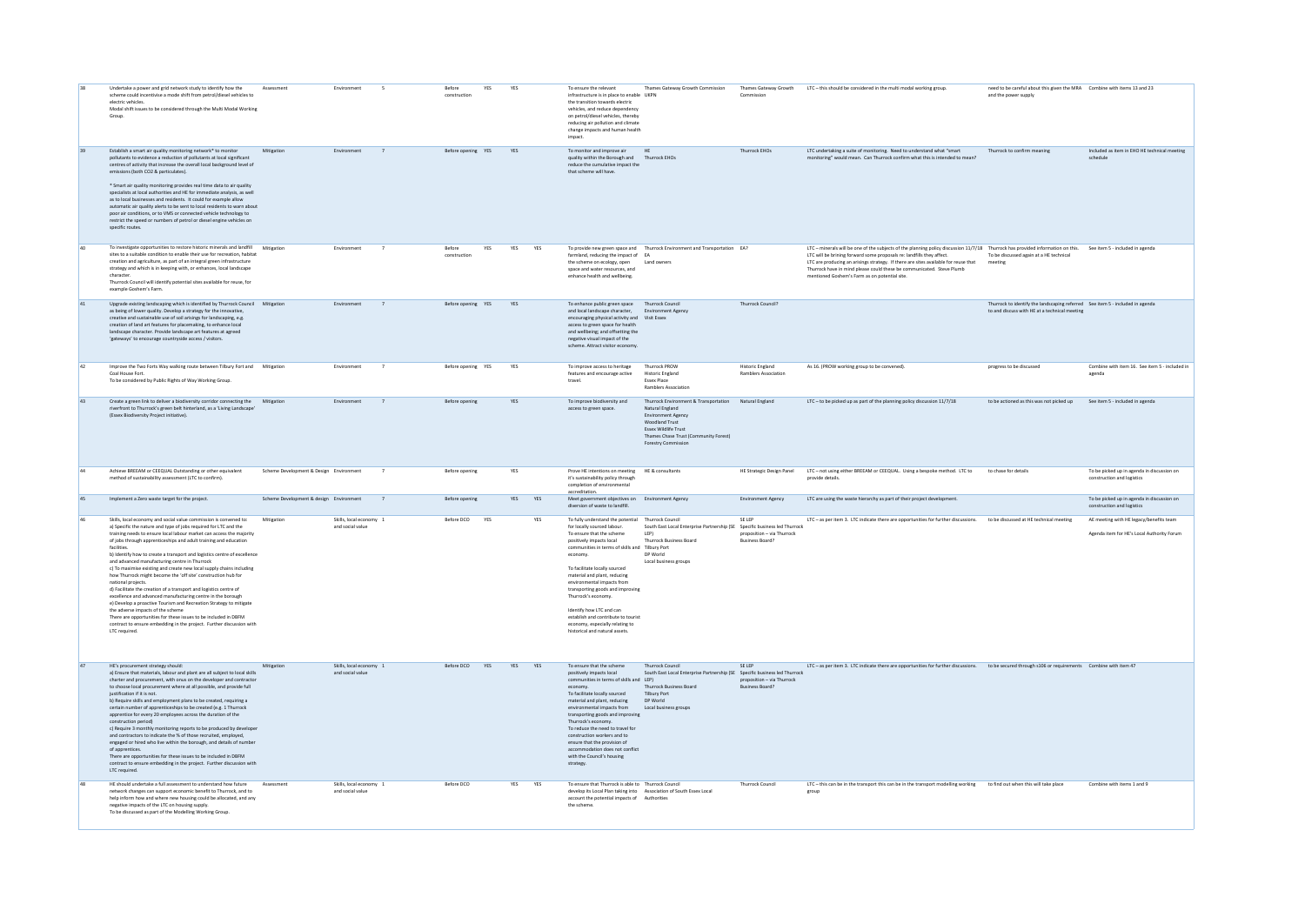| | | | | | | | | | | | | | | |
|---|---|---|---|---|---|---|---|---|---|---|---|---|---|---|
| 38 | Undertake a power and grid network study to identify how the scheme could incentivise a modal shift from petrol/diesel vehicles to electric vehicles.<br>Modal shift issues to be considered through the Multi Modal Working Group. | Assessment | Environment | 5 | Before construction | YES | YES | | To ensure the relevant infrastructure is in place to enable the transition towards electric vehicles, and reduce dependency on petrol/diesel vehicles, thereby reducing air pollution and climate change impacts and human health impact. | Thames Gateway Growth Commission<br>UKPN | Thames Gateway Growth Commission | LTC – this should be considered in the multi modal working group. | need to be careful about this given the MRA and the power supply | Combine with items 13 and 23 |
| 39 | Establish a smart air quality monitoring network* to monitor pollutants to evidence a reduction of pollutants at local significant centres of activity that increase the overall local background level of emissions (both CO2 & particulates).<br><br>* Smart air quality monitoring provides real time data to air quality specialists at local authorities and HE for immediate analysis, as well as to local businesses and residents. It could for example allow automatic air quality alerts to be sent to local residents to warn about poor air conditions, or to VMS or connected vehicle technology to restrict the speed or numbers of petrol or diesel engine vehicles on specific routes. | Mitigation | Environment | 7 | Before opening | YES | YES | | To monitor and improve air quality within the Borough and reduce the cumulative impact the that scheme will have. | HE<br>Thurrock EHOs | Thurrock EHOs | LTC undertaking a suite of monitoring. Need to understand what "smart monitoring" would mean. Can Thurrock confirm what this is intended to mean? | Thurrock to confirm meaning | Included as item in EHO HE technical meeting schedule |
| 40 | To investigate opportunities to restore historic minerals and landfill sites to a suitable condition to enable their use for recreation, habitat creation and agriculture, as part of an integral green infrastructure strategy and which is in keeping with, or enhances, local landscape character.<br>Thurrock Council will identify potential sites available for reuse, for example Goshem's Farm. | Mitigation | Environment | 7 | Before construction | YES | YES | YES | To provide new green space and farmland, reducing the impact of the scheme on ecology, open space and water resources, and enhance health and wellbeing. | Thurrock Environment and Transportation<br>EA<br>Land owners | EA? | LTC – minerals will be one of the subjects of the planning policy discussion 11/7/18<br>LTC will be brining forward some proposals re: landfills they affect.<br>LTC are producing an arisings strategy. If there are sites available for reuse that Thurrock have in mind please could these be communicated. Steve Plumb mentioned Goshem's Farm as on potential site. | Thurrock has provided information on this. To be discussed again at a HE technical meeting | See item 5 - included in agenda |
| 41 | Upgrade existing landscaping which is identified by Thurrock Council as being of lower quality. Develop a strategy for the innovative, creative and sustainable use of soil arisings for landscaping, e.g. creation of land art features for placemaking, to enhance local landscape character. Provide landscape art features at agreed 'gateways' to encourage countryside access / visitors. | Mitigation | Environment | 7 | Before opening | YES | YES | | To enhance public green space and local landscape character, encouraging physical activity and access to green space for health and wellbeing; and offsetting the negative visual impact of the scheme. Attract visitor economy. | Thurrock Council<br>Environment Agency<br>Visit Essex | Thurrock Council? | | Thurrock to identify the landscaping referred to and discuss with HE at a technical meeting | See item 5 - included in agenda |
| 42 | Improve the Two Forts Way walking route between Tilbury Fort and Coal House Fort.<br>To be considered by Public Rights of Way Working Group. | Mitigation | Environment | 7 | Before opening | YES | YES | | To improve access to heritage features and encourage active travel. | Thurrock PROW<br>Historic England<br>Essex Place<br>Ramblers Association | Historic England<br>Ramblers Association | As 16. (PROW working group to be convened). | progress to be discussed | Combine with item 16. See item 5 - included in agenda |
| 43 | Create a green link to deliver a biodiversity corridor connecting the riverfront to Thurrock's green belt hinterland, as a 'Living Landscape' (Essex Biodiversity Project initiative). | Mitigation | Environment | 7 | Before opening | | YES | | To improve biodiversity and access to green space. | Thurrock Environment & Transportation<br>Natural England<br>Environment Agency<br>Woodland Trust<br>Essex Wildlife Trust<br>Thames Chase Trust (Community Forest)<br>Forestry Commission | Natural England | LTC – to be picked up as part of the planning policy discussion 11/7/18 | to be actioned as this was not picked up | See item 5 - included in agenda |
| 44 | Achieve BREEAM or CEEQUAL Outstanding or other equivalent method of sustainability assessment (LTC to confirm). | Scheme Development & Design | Environment | 7 | Before opening | | YES | | Prove HE intentions on meeting it's sustainability policy through completion of environmental accreditation. | HE & consultants | HE Strategic Design Panel | LTC – not using either BREEAM or CEEQUAL. Using a bespoke method. LTC to provide details. | to chase for details | To be picked up in agenda in discussion on construction and logistics |
| 45 | Implement a Zero waste target for the project. | Scheme Development & design | Environment | 7 | Before opening | | YES | YES | Meet government objectives on diversion of waste to landfill. | Environment Agency | Environment Agency | LTC are using the waste hierarchy as part of their project development. | | To be picked up in agenda in discussion on construction and logistics |
| 46 | Skills, local economy and social value commission is convened to:<br>a) Specific the nature and type of jobs required for LTC and the training needs to ensure local labour market can access the majority of jobs through apprenticeships and adult training and education facilities.<br>b) Identify how to create a transport and logistics centre of excellence and advanced manufacturing centre in Thurrock<br>c) To maximise existing and create new local supply chains including how Thurrock might become the 'off site' construction hub for national projects.<br>d) Facilitate the creation of a transport and logistics centre of excellence and advanced manufacturing centre in the borough<br>e) Develop a proactive Tourism and Recreation Strategy to mitigate the adverse impacts of the scheme<br>There are opportunities for these issues to be included in DBFM contract to ensure embedding in the project. Further discussion with LTC required. | Mitigation | Skills, local economy and social value | 1 | Before DCO | YES | | YES | To fully understand the potential for locally sourced labour.<br>To ensure that the scheme positively impacts local communities in terms of skills and economy.<br><br>To facilitate locally sourced material and plant, reducing environmental impacts from transporting goods and improving Thurrock's economy.<br><br>Identify how LTC and can establish and contribute to tourist economy, especially relating to historical and natural assets. | Thurrock Council<br>South East Local Enterprise Partnership (SE LEP)<br>Thurrock Business Board<br>Tilbury Port<br>DP World<br>Local business groups | SE LEP<br>Specific business led Thurrock proposition – via Thurrock Business Board? | LTC – as per item 3. LTC indicate there are opportunities for further discussions. | to be discussed at HE technical meeting | AE meeting with HE legacy/benefits team<br><br>Agenda item for HE's Local Authority Forum |
| 47 | HE's procurement strategy should:<br>a) Ensure that materials, labour and plant are all subject to local skills charter and procurement, with onus on the developer and contractor to choose local procurement where at all possible, and provide full justification if it is not.<br>b) Require skills and employment plans to be created, requiring a certain number of apprenticeships to be created (e.g. 1 Thurrock apprentice for every 20 employees across the duration of the construction period)<br>c) Require 3 monthly monitoring reports to be produced by developer and contractors to indicate the % of those recruited, employed, engaged or hired who live within the borough, and details of number of apprentices.<br>There are opportunities for these issues to be included in DBFM contract to ensure embedding in the project. Further discussion with LTC required. | Mitigation | Skills, local economy and social value | 1 | Before DCO | YES | YES | YES | To ensure that the scheme positively impacts local communities in terms of skills and economy.<br>To facilitate locally sourced material and plant, reducing environmental impacts from transporting goods and improving Thurrock's economy.<br>To reduce the need to travel for construction workers and to ensure that the provision of accommodation does not conflict with the Council's housing strategy. | Thurrock Council<br>South East Local Enterprise Partnership (SE LEP)<br>Thurrock Business Board<br>Tilbury Port<br>DP World<br>Local business groups | SE LEP<br>Specific business led Thurrock proposition – via Thurrock Business Board? | LTC – as per item 3. LTC indicate there are opportunities for further discussions. | to be secured through s106 or requirements | Combine with item 47 |
| 48 | HE should undertake a full assessment to understand how future network changes can support economic benefit to Thurrock, and to help inform how and where new housing could be allocated, and any negative impacts of the LTC on housing supply.<br>To be discussed as part of the Modelling Working Group. | Assessment | Skills, local economy and social value | 1 | Before DCO | | YES | YES | To ensure that Thurrock is able to develop its Local Plan taking into account the potential impacts of the scheme. | Thurrock Council<br>Association of South Essex Local Authorities | Thurrock Council | LTC – this can be in the transport this can be in the transport modelling working group | to find out when this will take place | Combine with items 1 and 9 |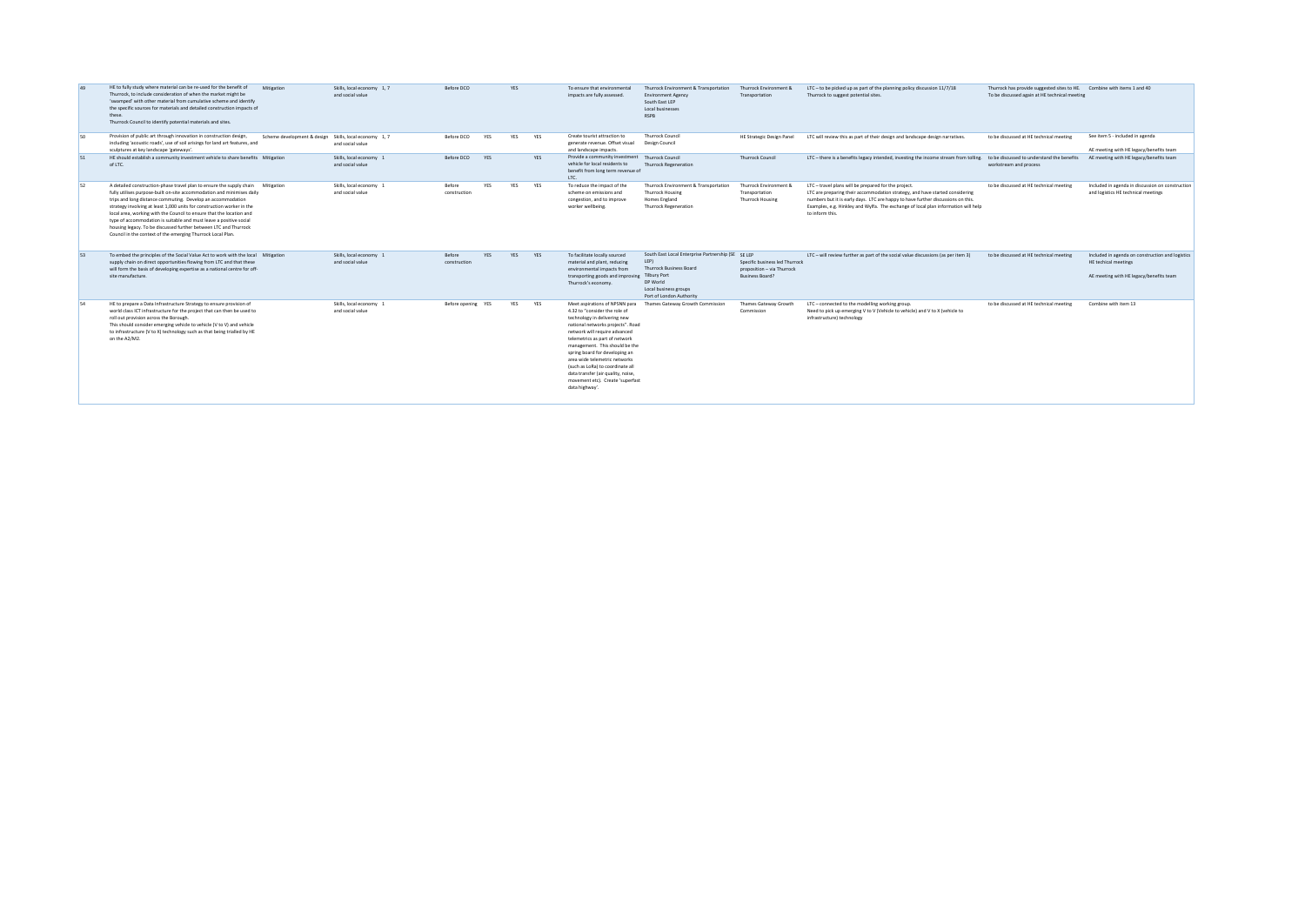| | | | | | | | | | | | | | | |
|---|---|---|---|---|---|---|---|---|---|---|---|---|---|---|
| 49 | HE to fully study where material can be re-used for the benefit of Thurrock, to include consideration of when the market might be 'swamped' with other material from cumulative scheme and identify the specific sources for materials and detailed construction impacts of these. Thurrock Council to identify potential materials and sites. | Mitigation | Skills, local economy and social value | 1, 7 | Before DCO | | YES | | To ensure that environmental impacts are fully assessed. | Thurrock Environment & Transportation Environment Agency South East LEP Local businesses RSPB | Thurrock Environment & Transportation | LTC – to be picked up as part of the planning policy discussion 11/7/18 Thurrock to suggest potential sites. | Thurrock has provide suggested sites to HE. To be discussed again at HE technical meeting | Combine with items 1 and 40 |
| 50 | Provision of public art through innovation in construction design, including 'acoustic roads', use of soil arisings for land art features, and sculptures at key landscape 'gateways'. | Scheme development & design | Skills, local economy and social value | 1, 7 | Before DCO | YES | YES | YES | Create tourist attraction to generate revenue. Offset visual and landscape impacts. | Thurrock Council Design Council | HE Strategic Design Panel | LTC will review this as part of their design and landscape design narratives. | to be discussed at HE technical meeting | See item 5 - included in agenda AE meeting with HE legacy/benefits team |
| 51 | HE should establish a community investment vehicle to share benefits of LTC. | Mitigation | Skills, local economy and social value | 1 | Before DCO | YES | | YES | Provide a community investment vehicle for local residents to benefit from long term revenue of LTC. | Thurrock Council Thurrock Regeneration | Thurrock Council | LTC – there is a benefits legacy intended, investing the income stream from tolling. | to be discussed to understand the benefits workstream and process | AE meeting with HE legacy/benefits team |
| 52 | A detailed construction-phase travel plan to ensure the supply chain fully utilises purpose-built on-site accommodation and minimises daily trips and long distance commuting. Develop an accommodation strategy involving at least 1,000 units for construction worker in the local area, working with the Council to ensure that the location and type of accommodation is suitable and must leave a positive social housing legacy. To be discussed further between LTC and Thurrock Council in the context of the emerging Thurrock Local Plan. | Mitigation | Skills, local economy and social value | 1 | Before construction | YES | YES | YES | To reduce the impact of the scheme on emissions and congestion, and to improve worker wellbeing. | Thurrock Environment & Transportation Thurrock Housing Homes England Thurrock Regeneration | Thurrock Environment & Transportation Thurrock Housing | LTC – travel plans will be prepared for the project. LTC are preparing their accommodation strategy, and have started considering numbers but it is early days. LTC are happy to have further discussions on this. Examples, e.g. Hinkley and Wylfa. The exchange of local plan information will help to inform this. | to be discussed at HE technical meeting | Included in agenda in discussion on construction and logistics HE technical meetings |
| 53 | To embed the principles of the Social Value Act to work with the local supply chain on direct opportunities flowing from LTC and that these will form the basis of developing expertise as a national centre for off-site manufacture. | Mitigation | Skills, local economy and social value | 1 | Before construction | YES | YES | YES | To facilitate locally sourced material and plant, reducing environmental impacts from transporting goods and improving Thurrock's economy. | South East Local Enterprise Partnership (SE LEP) Thurrock Business Board Tilbury Port DP World Local business groups Port of London Authority | SE LEP Specific business led Thurrock proposition – via Thurrock Business Board? | LTC – will review further as part of the social value discussions (as per item 3) | to be discussed at HE technical meeting | Included in agenda on construction and logistics HE techical meetings AE meeting with HE legacy/benefits team |
| 54 | HE to prepare a Data Infrastructure Strategy to ensure provision of world class ICT infrastructure for the project that can then be used to roll out provision across the Borough. This should consider emerging vehicle to vehicle (V to V) and vehicle to infrastructure (V to X) technology such as that being trialled by HE on the A2/M2. | | Skills, local economy and social value | 1 | Before opening | YES | YES | YES | Meet aspirations of NPSNN para 4.32 to "consider the role of technology in delivering new national networks projects". Road network will require advanced telemetrics as part of network management. This should be the spring board for developing an area wide telemetric networks (such as LoRa) to coordinate all data transfer (air quality, noise, movement etc). Create 'superfast data highway'. | Thames Gateway Growth Commission | Thames Gateway Growth Commission | LTC – connected to the modelling working group. Need to pick up emerging V to V (Vehicle to vehicle) and V to X (vehicle to infrastructure) technology | to be discussed at HE technical meeting | Combine with item 13 |